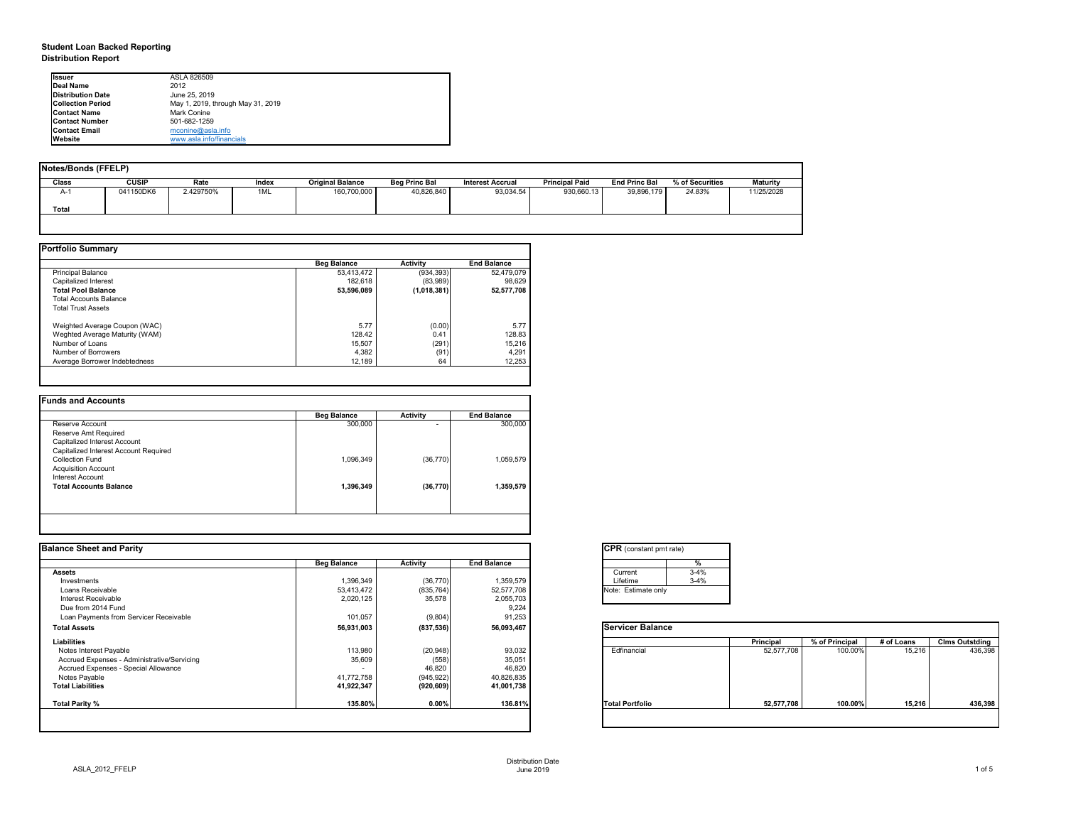**Student Loan Backed Reporting**
**Distribution Report**

| | |
|---|---|
| **Issuer** | ASLA 826509 |
| **Deal Name** | 2012 |
| **Distribution Date** | June 25, 2019 |
| **Collection Period** | May 1, 2019, through May 31, 2019 |
| **Contact Name** | Mark Conine |
| **Contact Number** | 501-682-1259 |
| **Contact Email** | mconine@asla.info |
| **Website** | www.asla.info/financials |

**Notes/Bonds (FFELP)**

| Class | CUSIP | Rate | Index | Original Balance | Beg Princ Bal | Interest Accrual | Principal Paid | End Princ Bal | % of Securities | Maturity |
|---|---|---|---|---|---|---|---|---|---|---|
| A-1 | 041150DK6 | 2.429750% | 1ML | 160,700,000 | 40,826,840 | 93,034.54 | 930,660.13 | 39,896,179 | *24.83%* | 11/25/2028 |
| **Total** | | | | | | | | | | |

**Portfolio Summary**

| | Beg Balance | Activity | End Balance |
|---|---|---|---|
| Principal Balance | 53,413,472 | (934,393) | 52,479,079 |
| Capitalized Interest | 182,618 | (83,989) | 98,629 |
| **Total Pool Balance** | **53,596,089** | **(1,018,381)** | **52,577,708** |
| Total Accounts Balance | | | |
| Total Trust Assets | | | |
| | | | |
| Weighted Average Coupon (WAC) | 5.77 | (0.00) | 5.77 |
| Weghted Average Maturity (WAM) | 128.42 | 0.41 | 128.83 |
| Number of Loans | 15,507 | (291) | 15,216 |
| Number of Borrowers | 4,382 | (91) | 4,291 |
| Average Borrower Indebtedness | 12,189 | 64 | 12,253 |

**Funds and Accounts**

| | Beg Balance | Activity | End Balance |
|---|---|---|---|
| Reserve Account | 300,000 | - | 300,000 |
| Reserve Amt Required | | | |
| Capitalized Interest Account | | | |
| Capitalized Interest Account Required | | | |
| Collection Fund | 1,096,349 | (36,770) | 1,059,579 |
| Acquisition Account | | | |
| Interest Account | | | |
| **Total Accounts Balance** | **1,396,349** | **(36,770)** | **1,359,579** |

**Balance Sheet and Parity**

| | Beg Balance | Activity | End Balance |
|---|---|---|---|
| **Assets** | | | |
| Investments | 1,396,349 | (36,770) | 1,359,579 |
| Loans Receivable | 53,413,472 | (835,764) | 52,577,708 |
| Interest Receivable | 2,020,125 | 35,578 | 2,055,703 |
| Due from 2014 Fund | | | 9,224 |
| Loan Payments from Servicer Receivable | 101,057 | (9,804) | 91,253 |
| **Total Assets** | **56,931,003** | **(837,536)** | **56,093,467** |
| **Liabilities** | | | |
| Notes Interest Payable | 113,980 | (20,948) | 93,032 |
| Accrued Expenses - Administrative/Servicing | 35,609 | (558) | 35,051 |
| Accrued Expenses - Special Allowance | - | 46,820 | 46,820 |
| Notes Payable | 41,772,758 | (945,922) | 40,826,835 |
| **Total Liabilities** | **41,922,347** | **(920,609)** | **41,001,738** |
| | | | |
| **Total Parity %** | **135.80%** | **0.00%** | **136.81%** |

**CPR** (constant pmt rate)

| | % |
|---|---|
| Current | 3-4% |
| Lifetime | 3-4% |

Note: Estimate only

**Servicer Balance**

| | Principal | % of Principal | # of Loans | Clms Outstding |
|---|---|---|---|---|
| Edfinancial | 52,577,708 | 100.00% | 15,216 | 436,398 |
| **Total Portfolio** | **52,577,708** | **100.00%** | **15,216** | **436,398** |

ASLA_2012_FFELP

Distribution Date
June 2019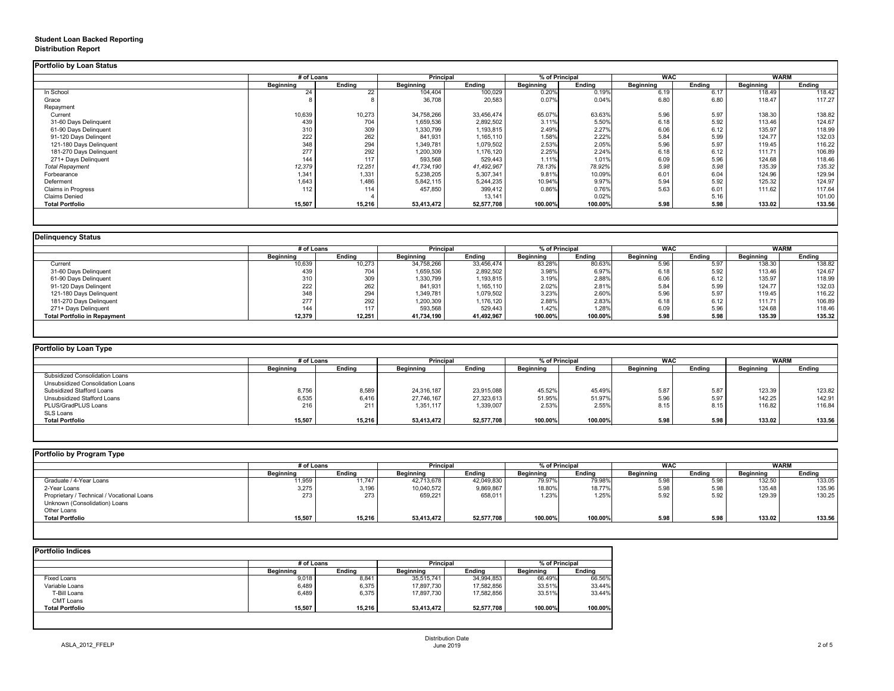# Student Loan Backed Reporting
## Distribution Report

### Portfolio by Loan Status

| | # of Loans | | Principal | | % of Principal | | WAC | | WARM | |
|---|---|---|---|---|---|---|---|---|---|---|
| | Beginning | Ending | Beginning | Ending | Beginning | Ending | Beginning | Ending | Beginning | Ending |
| In School | 24 | 22 | 104,404 | 100,029 | 0.20% | 0.19% | 6.19 | 6.17 | 118.49 | 118.42 |
| Grace | 8 | 8 | 36,708 | 20,583 | 0.07% | 0.04% | 6.80 | 6.80 | 118.47 | 117.27 |
| Repayment | | | | | | | | | | |
| Current | 10,639 | 10,273 | 34,758,266 | 33,456,474 | 65.07% | 63.63% | 5.96 | 5.97 | 138.30 | 138.82 |
| 31-60 Days Delinquent | 439 | 704 | 1,659,536 | 2,892,502 | 3.11% | 5.50% | 6.18 | 5.92 | 113.46 | 124.67 |
| 61-90 Days Delinquent | 310 | 309 | 1,330,799 | 1,193,815 | 2.49% | 2.27% | 6.06 | 6.12 | 135.97 | 118.99 |
| 91-120 Days Delingent | 222 | 262 | 841,931 | 1,165,110 | 1.58% | 2.22% | 5.84 | 5.99 | 124.77 | 132.03 |
| 121-180 Days Delinquent | 348 | 294 | 1,349,781 | 1,079,502 | 2.53% | 2.05% | 5.96 | 5.97 | 119.45 | 116.22 |
| 181-270 Days Delinquent | 277 | 292 | 1,200,309 | 1,176,120 | 2.25% | 2.24% | 6.18 | 6.12 | 111.71 | 106.89 |
| 271+ Days Delinquent | 144 | 117 | 593,568 | 529,443 | 1.11% | 1.01% | 6.09 | 5.96 | 124.68 | 118.46 |
| *Total Repayment* | *12,379* | *12,251* | *41,734,190* | *41,492,967* | *78.13%* | *78.92%* | *5.98* | *5.98* | *135.39* | *135.32* |
| Forbearance | 1,341 | 1,331 | 5,238,205 | 5,307,341 | 9.81% | 10.09% | 6.01 | 6.04 | 124.96 | 129.94 |
| Deferment | 1,643 | 1,486 | 5,842,115 | 5,244,235 | 10.94% | 9.97% | 5.94 | 5.92 | 125.32 | 124.97 |
| Claims in Progress | 112 | 114 | 457,850 | 399,412 | 0.86% | 0.76% | 5.63 | 6.01 | 111.62 | 117.64 |
| Claims Denied | | 4 | | 13,141 | | 0.02% | | 5.16 | | 101.00 |
| **Total Portfolio** | **15,507** | **15,216** | **53,413,472** | **52,577,708** | **100.00%** | **100.00%** | **5.98** | **5.98** | **133.02** | **133.56** |

### Delinquency Status

| | # of Loans | | Principal | | % of Principal | | WAC | | WARM | |
|---|---|---|---|---|---|---|---|---|---|---|
| | Beginning | Ending | Beginning | Ending | Beginning | Ending | Beginning | Ending | Beginning | Ending |
| Current | 10,639 | 10,273 | 34,758,266 | 33,456,474 | 83.28% | 80.63% | 5.96 | 5.97 | 138.30 | 138.82 |
| 31-60 Days Delinquent | 439 | 704 | 1,659,536 | 2,892,502 | 3.98% | 6.97% | 6.18 | 5.92 | 113.46 | 124.67 |
| 61-90 Days Delinquent | 310 | 309 | 1,330,799 | 1,193,815 | 3.19% | 2.88% | 6.06 | 6.12 | 135.97 | 118.99 |
| 91-120 Days Delingent | 222 | 262 | 841,931 | 1,165,110 | 2.02% | 2.81% | 5.84 | 5.99 | 124.77 | 132.03 |
| 121-180 Days Delinquent | 348 | 294 | 1,349,781 | 1,079,502 | 3.23% | 2.60% | 5.96 | 5.97 | 119.45 | 116.22 |
| 181-270 Days Delinquent | 277 | 292 | 1,200,309 | 1,176,120 | 2.88% | 2.83% | 6.18 | 6.12 | 111.71 | 106.89 |
| 271+ Days Delinquent | 144 | 117 | 593,568 | 529,443 | 1.42% | 1.28% | 6.09 | 5.96 | 124.68 | 118.46 |
| **Total Portfolio in Repayment** | **12,379** | **12,251** | **41,734,190** | **41,492,967** | **100.00%** | **100.00%** | **5.98** | **5.98** | **135.39** | **135.32** |

### Portfolio by Loan Type

| | # of Loans | | Principal | | % of Principal | | WAC | | WARM | |
|---|---|---|---|---|---|---|---|---|---|---|
| | Beginning | Ending | Beginning | Ending | Beginning | Ending | Beginning | Ending | Beginning | Ending |
| Subsidized Consolidation Loans | | | | | | | | | | |
| Unsubsidized Consolidation Loans | | | | | | | | | | |
| Subsidized Stafford Loans | 8,756 | 8,589 | 24,316,187 | 23,915,088 | 45.52% | 45.49% | 5.87 | 5.87 | 123.39 | 123.82 |
| Unsubsidized Stafford Loans | 6,535 | 6,416 | 27,746,167 | 27,323,613 | 51.95% | 51.97% | 5.96 | 5.97 | 142.25 | 142.91 |
| PLUS/GradPLUS Loans | 216 | 211 | 1,351,117 | 1,339,007 | 2.53% | 2.55% | 8.15 | 8.15 | 116.82 | 116.84 |
| SLS Loans | | | | | | | | | | |
| **Total Portfolio** | **15,507** | **15,216** | **53,413,472** | **52,577,708** | **100.00%** | **100.00%** | **5.98** | **5.98** | **133.02** | **133.56** |

### Portfolio by Program Type

| | # of Loans | | Principal | | % of Principal | | WAC | | WARM | |
|---|---|---|---|---|---|---|---|---|---|---|
| | Beginning | Ending | Beginning | Ending | Beginning | Ending | Beginning | Ending | Beginning | Ending |
| Graduate / 4-Year Loans | 11,959 | 11,747 | 42,713,678 | 42,049,830 | 79.97% | 79.98% | 5.98 | 5.98 | 132.50 | 133.05 |
| 2-Year Loans | 3,275 | 3,196 | 10,040,572 | 9,869,867 | 18.80% | 18.77% | 5.98 | 5.98 | 135.48 | 135.96 |
| Proprietary / Technical / Vocational Loans | 273 | 273 | 659,221 | 658,011 | 1.23% | 1.25% | 5.92 | 5.92 | 129.39 | 130.25 |
| Unknown (Consolidation) Loans | | | | | | | | | | |
| Other Loans | | | | | | | | | | |
| **Total Portfolio** | **15,507** | **15,216** | **53,413,472** | **52,577,708** | **100.00%** | **100.00%** | **5.98** | **5.98** | **133.02** | **133.56** |

### Portfolio Indices

| | # of Loans | | Principal | | % of Principal | |
|---|---|---|---|---|---|---|
| | Beginning | Ending | Beginning | Ending | Beginning | Ending |
| Fixed Loans | 9,018 | 8,841 | 35,515,741 | 34,994,853 | 66.49% | 66.56% |
| Variable Loans | 6,489 | 6,375 | 17,897,730 | 17,582,856 | 33.51% | 33.44% |
| T-Bill Loans | 6,489 | 6,375 | 17,897,730 | 17,582,856 | 33.51% | 33.44% |
| CMT Loans | | | | | | |
| **Total Portfolio** | **15,507** | **15,216** | **53,413,472** | **52,577,708** | **100.00%** | **100.00%** |

ASLA_2012_FFELP

Distribution Date
June 2019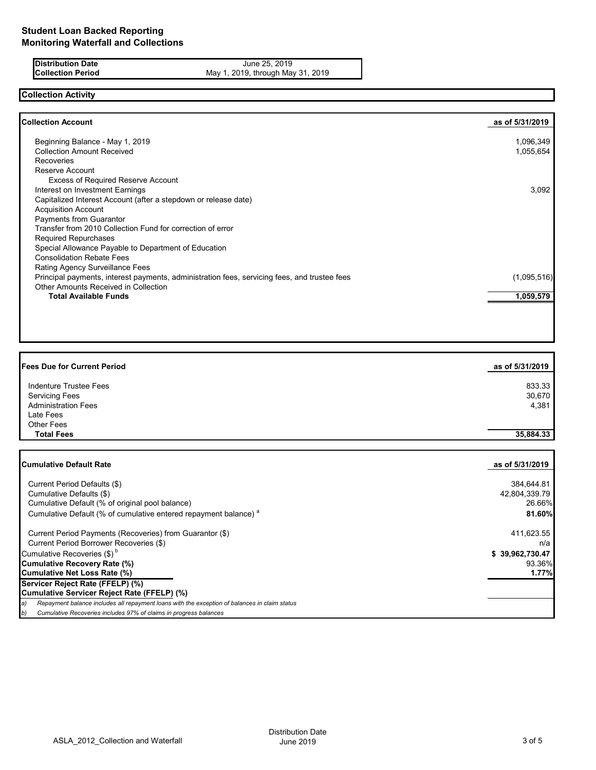# Student Loan Backed Reporting
## Monitoring Waterfall and Collections

| | |
|---|---|
| **Distribution Date** | June 25, 2019 |
| **Collection Period** | May 1, 2019, through May 31, 2019 |

## Collection Activity

| **Collection Account** | **as of 5/31/2019** |
|---|---|
| Beginning Balance - May 1, 2019 | 1,096,349 |
| Collection Amount Received | 1,055,654 |
| Recoveries | |
| Reserve Account | |
| Excess of Required Reserve Account | |
| Interest on Investment Earnings | 3,092 |
| Capitalized Interest Account (after a stepdown or release date) | |
| Acquisition Account | |
| Payments from Guarantor | |
| Transfer from 2010 Collection Fund for correction of error | |
| Required Repurchases | |
| Special Allowance Payable to Department of Education | |
| Consolidation Rebate Fees | |
| Rating Agency Surveillance Fees | |
| Principal payments, interest payments, administration fees, servicing fees, and trustee fees | (1,095,516) |
| Other Amounts Received in Collection | |
| **Total Available Funds** | **1,059,579** |

| **Fees Due for Current Period** | **as of 5/31/2019** |
|---|---|
| Indenture Trustee Fees | 833.33 |
| Servicing Fees | 30,670 |
| Administration Fees | 4,381 |
| Late Fees | |
| Other Fees | |
| **Total Fees** | **35,884.33** |

| **Cumulative Default Rate** | **as of 5/31/2019** |
|---|---|
| Current Period Defaults ($) | 384,644.81 |
| Cumulative Defaults ($) | 42,804,339.79 |
| Cumulative Default (% of original pool balance) | 26.66% |
| Cumulative Default (% of cumulative entered repayment balance) [a] | **81.60%** |
| Current Period Payments (Recoveries) from Guarantor ($) | 411,623.55 |
| Current Period Borrower Recoveries ($) | n/a |
| Cumulative Recoveries ($) [b] | **$ 39,962,730.47** |
| **Cumulative Recovery Rate (%)** | 93.36% |
| **Cumulative Net Loss Rate (%)** | **1.77%** |
| **Servicer Reject Rate (FFELP) (%)** | |
| **Cumulative Servicer Reject Rate (FFELP) (%)** | |

*a) Repayment balance includes all repayment loans with the exception of balances in claim status*

*b) Cumulative Recoveries includes 97% of claims in progress balances*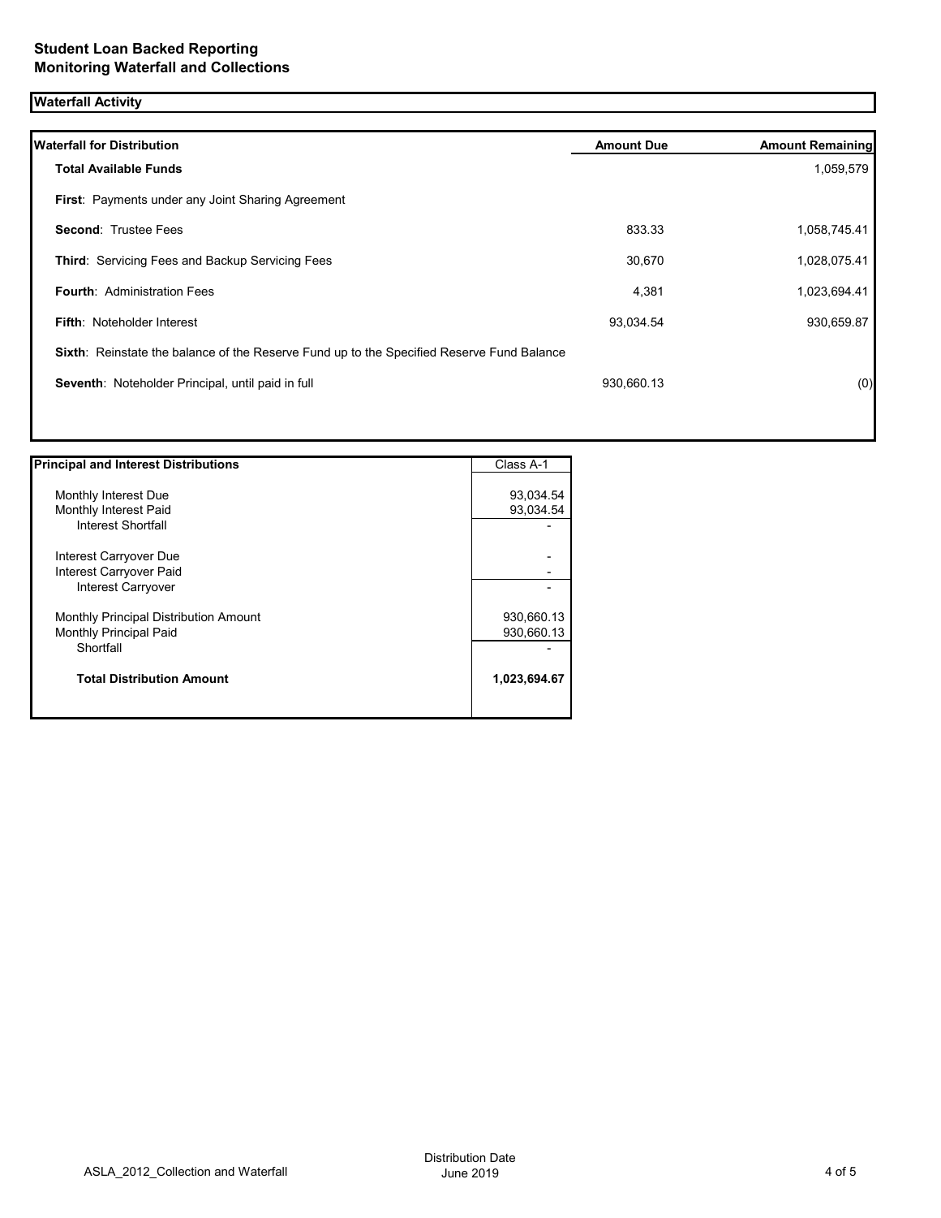## Student Loan Backed Reporting
## Monitoring Waterfall and Collections

### Waterfall Activity

| Waterfall for Distribution | Amount Due | Amount Remaining |
|---|---|---|
| **Total Available Funds** | | 1,059,579 |
| **First**: Payments under any Joint Sharing Agreement | | |
| **Second**: Trustee Fees | 833.33 | 1,058,745.41 |
| **Third**: Servicing Fees and Backup Servicing Fees | 30,670 | 1,028,075.41 |
| **Fourth**: Administration Fees | 4,381 | 1,023,694.41 |
| **Fifth**: Noteholder Interest | 93,034.54 | 930,659.87 |
| **Sixth**: Reinstate the balance of the Reserve Fund up to the Specified Reserve Fund Balance | | |
| **Seventh**: Noteholder Principal, until paid in full | 930,660.13 | (0) |

| Principal and Interest Distributions | Class A-1 |
|---|---|
| Monthly Interest Due | 93,034.54 |
| Monthly Interest Paid | 93,034.54 |
| Interest Shortfall | - |
| Interest Carryover Due | - |
| Interest Carryover Paid | - |
| Interest Carryover | - |
| Monthly Principal Distribution Amount | 930,660.13 |
| Monthly Principal Paid | 930,660.13 |
| Shortfall | - |
| **Total Distribution Amount** | **1,023,694.67** |

ASLA_2012_Collection and Waterfall

Distribution Date
June 2019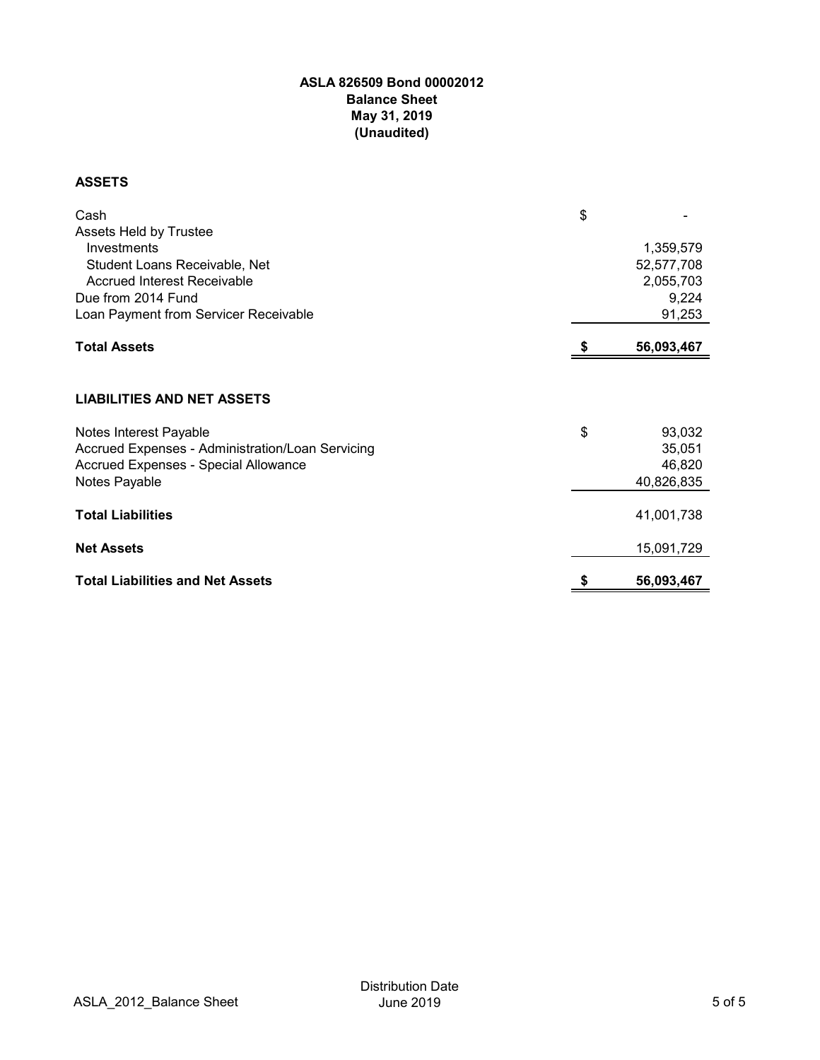**ASLA 826509 Bond 00002012**
**Balance Sheet**
**May 31, 2019**
**(Unaudited)**

**ASSETS**

| | | |
|---|---|---|
| Cash | $ | - |
| Assets Held by Trustee | | |
| Investments | | 1,359,579 |
| Student Loans Receivable, Net | | 52,577,708 |
| Accrued Interest Receivable | | 2,055,703 |
| Due from 2014 Fund | | 9,224 |
| Loan Payment from Servicer Receivable | | 91,253 |
| **Total Assets** | **$** | **56,093,467** |

**LIABILITIES AND NET ASSETS**

| | | |
|---|---|---|
| Notes Interest Payable | $ | 93,032 |
| Accrued Expenses - Administration/Loan Servicing | | 35,051 |
| Accrued Expenses - Special Allowance | | 46,820 |
| Notes Payable | | 40,826,835 |
| **Total Liabilities** | | 41,001,738 |
| **Net Assets** | | 15,091,729 |
| **Total Liabilities and Net Assets** | **$** | **56,093,467** |

ASLA_2012_Balance Sheet

Distribution Date
June 2019